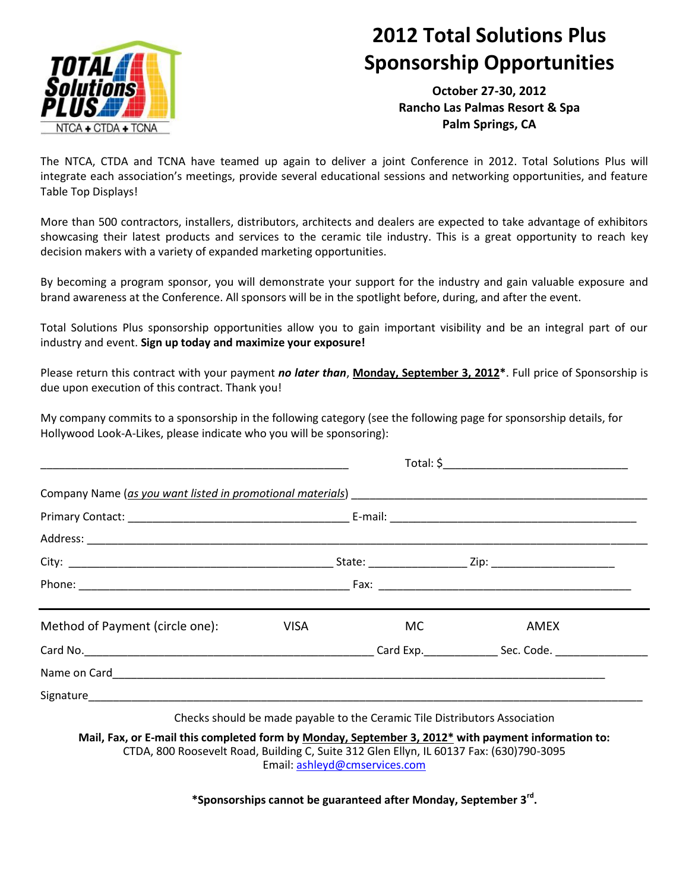# 2012 Total Solutions Plus Sponsorship Opportunities

**October 27-30, 2012**
**Rancho Las Palmas Resort & Spa**
**Palm Springs, CA**

The NTCA, CTDA and TCNA have teamed up again to deliver a joint Conference in 2012. Total Solutions Plus will integrate each association's meetings, provide several educational sessions and networking opportunities, and feature Table Top Displays!

More than 500 contractors, installers, distributors, architects and dealers are expected to take advantage of exhibitors showcasing their latest products and services to the ceramic tile industry. This is a great opportunity to reach key decision makers with a variety of expanded marketing opportunities.

By becoming a program sponsor, you will demonstrate your support for the industry and gain valuable exposure and brand awareness at the Conference. All sponsors will be in the spotlight before, during, and after the event.

Total Solutions Plus sponsorship opportunities allow you to gain important visibility and be an integral part of our industry and event. **Sign up today and maximize your exposure!**

Please return this contract with your payment ***no later than***, **Monday, September 3, 2012***. Full price of Sponsorship is due upon execution of this contract. Thank you!

My company commits to a sponsorship in the following category (see the following page for sponsorship details, for Hollywood Look-A-Likes, please indicate who you will be sponsoring):

_______________________________________________ Total: $_____________________________

Company Name (*as you want listed in promotional materials*) _____________________________________________

Primary Contact: ___________________________________ E-mail: _______________________________________

Address: ___________________________________________________________________________________

City: __________________________________________ State: _______________ Zip: ___________________

Phone: __________________________________________ Fax: _________________________________________

---

Method of Payment (circle one): VISA MC AMEX

Card No.______________________________________________ Card Exp.___________ Sec. Code. _______________

Name on Card___________________________________________________________________________

Signature_____________________________________________________________________________________

Checks should be made payable to the Ceramic Tile Distributors Association

**Mail, Fax, or E-mail this completed form by Monday, September 3, 2012* with payment information to:**
CTDA, 800 Roosevelt Road, Building C, Suite 312 Glen Ellyn, IL 60137 Fax: (630)790-3095
Email: ashleyd@cmservices.com

***Sponsorships cannot be guaranteed after Monday, September 3rd.**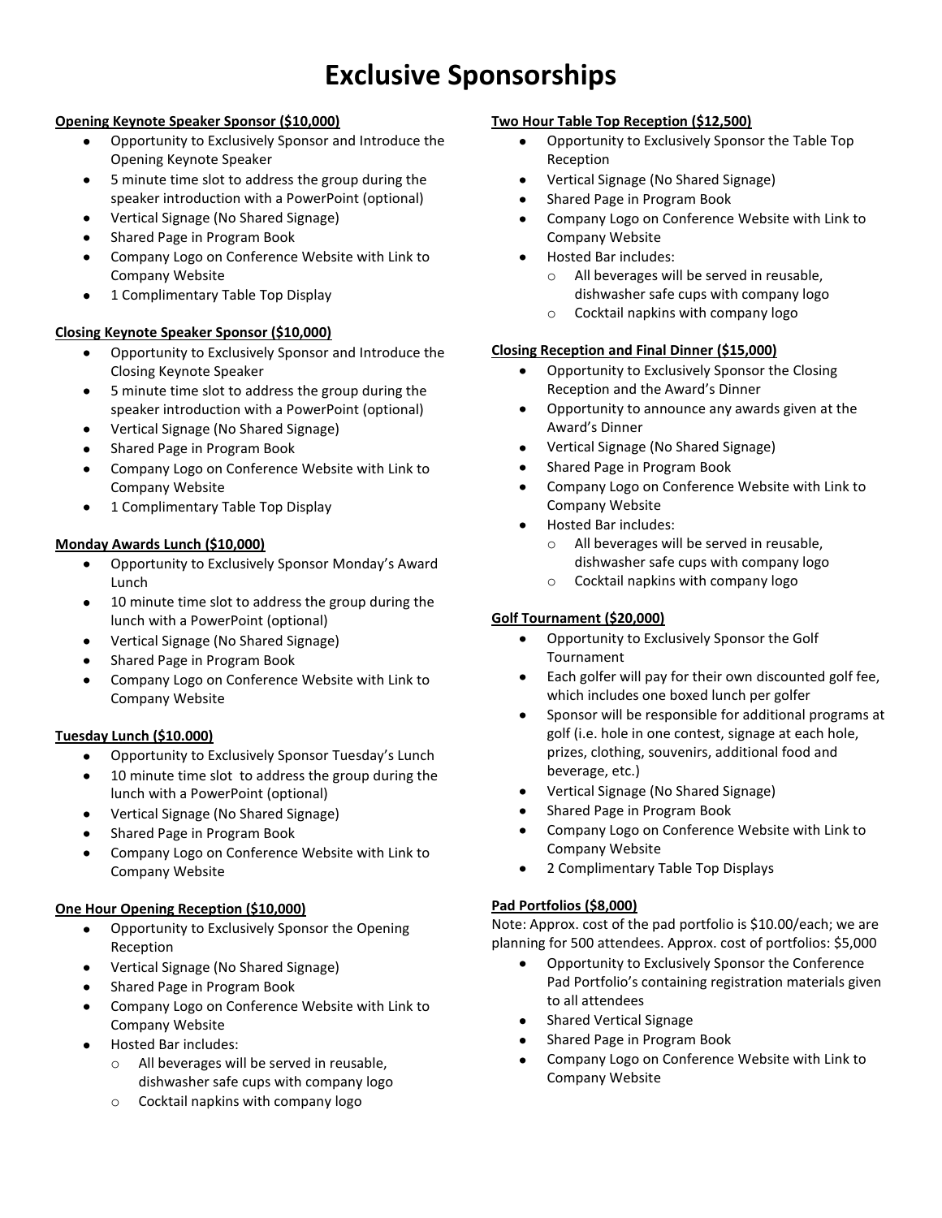# Exclusive Sponsorships

**Opening Keynote Speaker Sponsor ($10,000)**

- Opportunity to Exclusively Sponsor and Introduce the Opening Keynote Speaker
- 5 minute time slot to address the group during the speaker introduction with a PowerPoint (optional)
- Vertical Signage (No Shared Signage)
- Shared Page in Program Book
- Company Logo on Conference Website with Link to Company Website
- 1 Complimentary Table Top Display

**Closing Keynote Speaker Sponsor ($10,000)**

- Opportunity to Exclusively Sponsor and Introduce the Closing Keynote Speaker
- 5 minute time slot to address the group during the speaker introduction with a PowerPoint (optional)
- Vertical Signage (No Shared Signage)
- Shared Page in Program Book
- Company Logo on Conference Website with Link to Company Website
- 1 Complimentary Table Top Display

**Monday Awards Lunch ($10,000)**

- Opportunity to Exclusively Sponsor Monday's Award Lunch
- 10 minute time slot to address the group during the lunch with a PowerPoint (optional)
- Vertical Signage (No Shared Signage)
- Shared Page in Program Book
- Company Logo on Conference Website with Link to Company Website

**Tuesday Lunch ($10.000)**

- Opportunity to Exclusively Sponsor Tuesday's Lunch
- 10 minute time slot to address the group during the lunch with a PowerPoint (optional)
- Vertical Signage (No Shared Signage)
- Shared Page in Program Book
- Company Logo on Conference Website with Link to Company Website

**One Hour Opening Reception ($10,000)**

- Opportunity to Exclusively Sponsor the Opening Reception
- Vertical Signage (No Shared Signage)
- Shared Page in Program Book
- Company Logo on Conference Website with Link to Company Website
- Hosted Bar includes:
  - All beverages will be served in reusable, dishwasher safe cups with company logo
  - Cocktail napkins with company logo

**Two Hour Table Top Reception ($12,500)**

- Opportunity to Exclusively Sponsor the Table Top Reception
- Vertical Signage (No Shared Signage)
- Shared Page in Program Book
- Company Logo on Conference Website with Link to Company Website
- Hosted Bar includes:
  - All beverages will be served in reusable, dishwasher safe cups with company logo
  - Cocktail napkins with company logo

**Closing Reception and Final Dinner ($15,000)**

- Opportunity to Exclusively Sponsor the Closing Reception and the Award's Dinner
- Opportunity to announce any awards given at the Award's Dinner
- Vertical Signage (No Shared Signage)
- Shared Page in Program Book
- Company Logo on Conference Website with Link to Company Website
- Hosted Bar includes:
  - All beverages will be served in reusable, dishwasher safe cups with company logo
  - Cocktail napkins with company logo

**Golf Tournament ($20,000)**

- Opportunity to Exclusively Sponsor the Golf Tournament
- Each golfer will pay for their own discounted golf fee, which includes one boxed lunch per golfer
- Sponsor will be responsible for additional programs at golf (i.e. hole in one contest, signage at each hole, prizes, clothing, souvenirs, additional food and beverage, etc.)
- Vertical Signage (No Shared Signage)
- Shared Page in Program Book
- Company Logo on Conference Website with Link to Company Website
- 2 Complimentary Table Top Displays

**Pad Portfolios ($8,000)**

Note: Approx. cost of the pad portfolio is $10.00/each; we are planning for 500 attendees. Approx. cost of portfolios: $5,000

- Opportunity to Exclusively Sponsor the Conference Pad Portfolio's containing registration materials given to all attendees
- Shared Vertical Signage
- Shared Page in Program Book
- Company Logo on Conference Website with Link to Company Website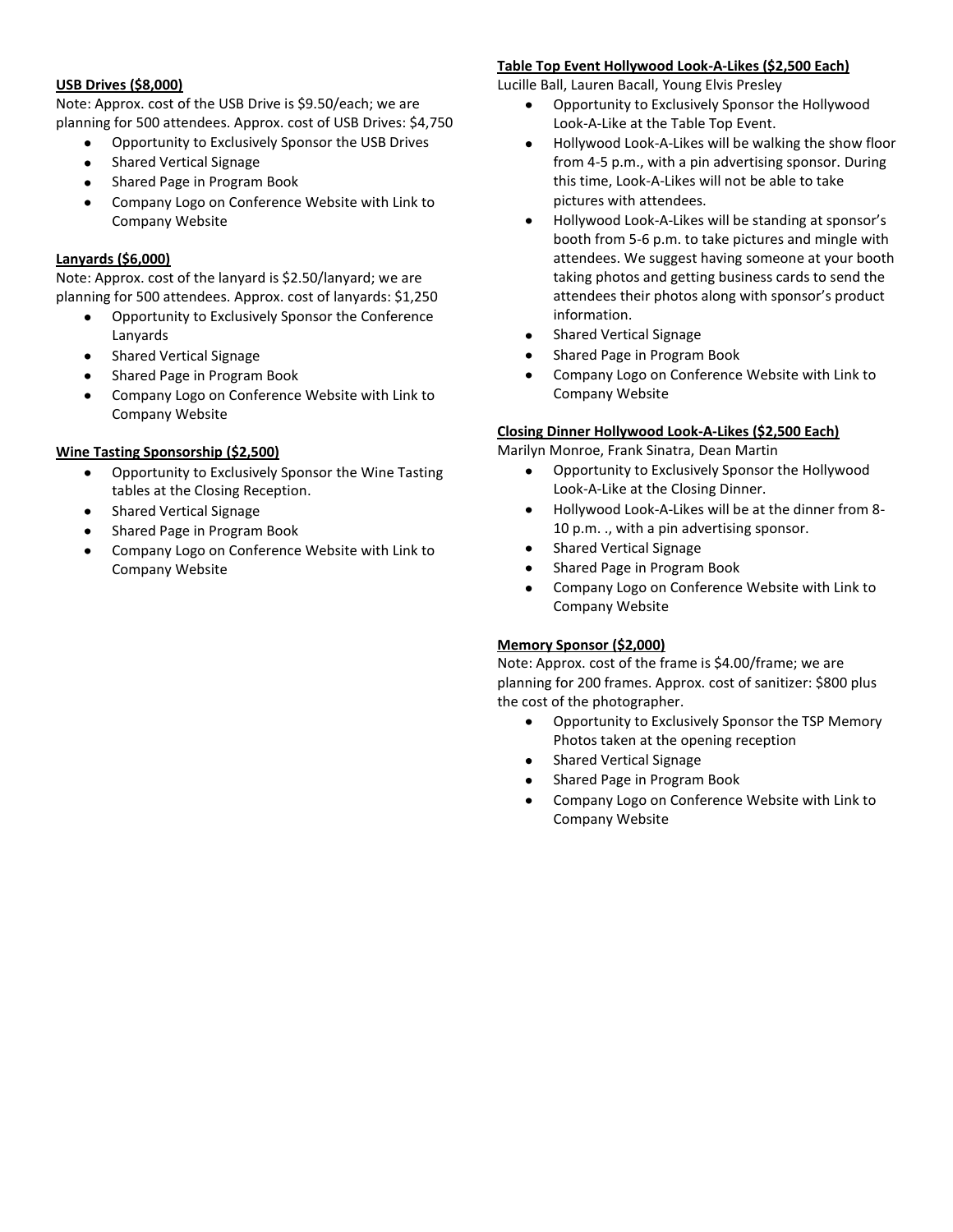**USB Drives ($8,000)**

Note: Approx. cost of the USB Drive is $9.50/each; we are planning for 500 attendees. Approx. cost of USB Drives: $4,750

- Opportunity to Exclusively Sponsor the USB Drives
- Shared Vertical Signage
- Shared Page in Program Book
- Company Logo on Conference Website with Link to Company Website

**Lanyards ($6,000)**

Note: Approx. cost of the lanyard is $2.50/lanyard; we are planning for 500 attendees. Approx. cost of lanyards: $1,250

- Opportunity to Exclusively Sponsor the Conference Lanyards
- Shared Vertical Signage
- Shared Page in Program Book
- Company Logo on Conference Website with Link to Company Website

**Wine Tasting Sponsorship ($2,500)**

- Opportunity to Exclusively Sponsor the Wine Tasting tables at the Closing Reception.
- Shared Vertical Signage
- Shared Page in Program Book
- Company Logo on Conference Website with Link to Company Website

**Table Top Event Hollywood Look-A-Likes ($2,500 Each)**

Lucille Ball, Lauren Bacall, Young Elvis Presley

- Opportunity to Exclusively Sponsor the Hollywood Look-A-Like at the Table Top Event.
- Hollywood Look-A-Likes will be walking the show floor from 4-5 p.m., with a pin advertising sponsor. During this time, Look-A-Likes will not be able to take pictures with attendees.
- Hollywood Look-A-Likes will be standing at sponsor's booth from 5-6 p.m. to take pictures and mingle with attendees. We suggest having someone at your booth taking photos and getting business cards to send the attendees their photos along with sponsor's product information.
- Shared Vertical Signage
- Shared Page in Program Book
- Company Logo on Conference Website with Link to Company Website

**Closing Dinner Hollywood Look-A-Likes ($2,500 Each)**

Marilyn Monroe, Frank Sinatra, Dean Martin

- Opportunity to Exclusively Sponsor the Hollywood Look-A-Like at the Closing Dinner.
- Hollywood Look-A-Likes will be at the dinner from 8-10 p.m. ., with a pin advertising sponsor.
- Shared Vertical Signage
- Shared Page in Program Book
- Company Logo on Conference Website with Link to Company Website

**Memory Sponsor ($2,000)**

Note: Approx. cost of the frame is $4.00/frame; we are planning for 200 frames. Approx. cost of sanitizer: $800 plus the cost of the photographer.

- Opportunity to Exclusively Sponsor the TSP Memory Photos taken at the opening reception
- Shared Vertical Signage
- Shared Page in Program Book
- Company Logo on Conference Website with Link to Company Website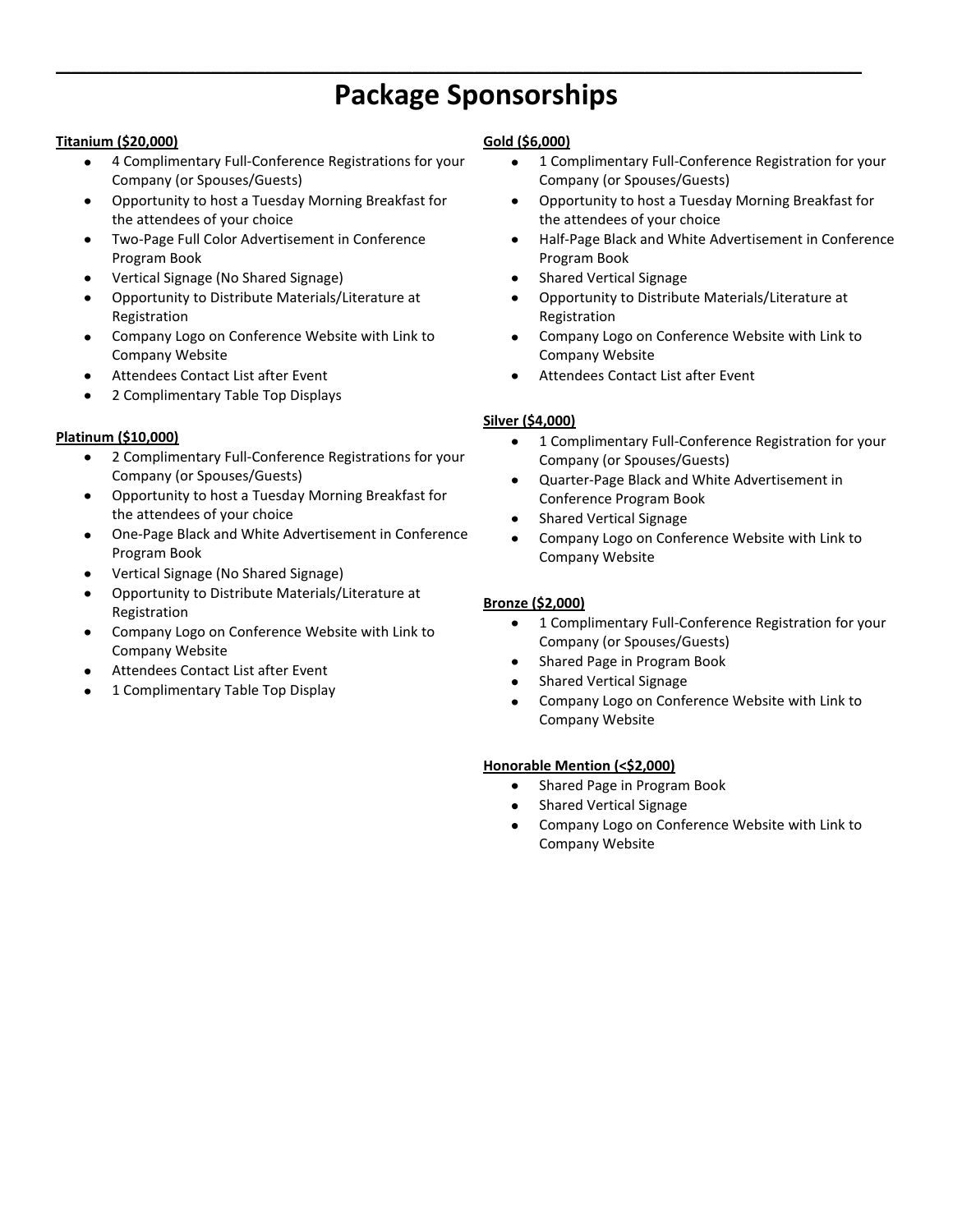# Package Sponsorships

**Titanium ($20,000)**

- 4 Complimentary Full-Conference Registrations for your Company (or Spouses/Guests)
- Opportunity to host a Tuesday Morning Breakfast for the attendees of your choice
- Two-Page Full Color Advertisement in Conference Program Book
- Vertical Signage (No Shared Signage)
- Opportunity to Distribute Materials/Literature at Registration
- Company Logo on Conference Website with Link to Company Website
- Attendees Contact List after Event
- 2 Complimentary Table Top Displays

**Platinum ($10,000)**

- 2 Complimentary Full-Conference Registrations for your Company (or Spouses/Guests)
- Opportunity to host a Tuesday Morning Breakfast for the attendees of your choice
- One-Page Black and White Advertisement in Conference Program Book
- Vertical Signage (No Shared Signage)
- Opportunity to Distribute Materials/Literature at Registration
- Company Logo on Conference Website with Link to Company Website
- Attendees Contact List after Event
- 1 Complimentary Table Top Display

**Gold ($6,000)**

- 1 Complimentary Full-Conference Registration for your Company (or Spouses/Guests)
- Opportunity to host a Tuesday Morning Breakfast for the attendees of your choice
- Half-Page Black and White Advertisement in Conference Program Book
- Shared Vertical Signage
- Opportunity to Distribute Materials/Literature at Registration
- Company Logo on Conference Website with Link to Company Website
- Attendees Contact List after Event

**Silver ($4,000)**

- 1 Complimentary Full-Conference Registration for your Company (or Spouses/Guests)
- Quarter-Page Black and White Advertisement in Conference Program Book
- Shared Vertical Signage
- Company Logo on Conference Website with Link to Company Website

**Bronze ($2,000)**

- 1 Complimentary Full-Conference Registration for your Company (or Spouses/Guests)
- Shared Page in Program Book
- Shared Vertical Signage
- Company Logo on Conference Website with Link to Company Website

**Honorable Mention (<$2,000)**

- Shared Page in Program Book
- Shared Vertical Signage
- Company Logo on Conference Website with Link to Company Website